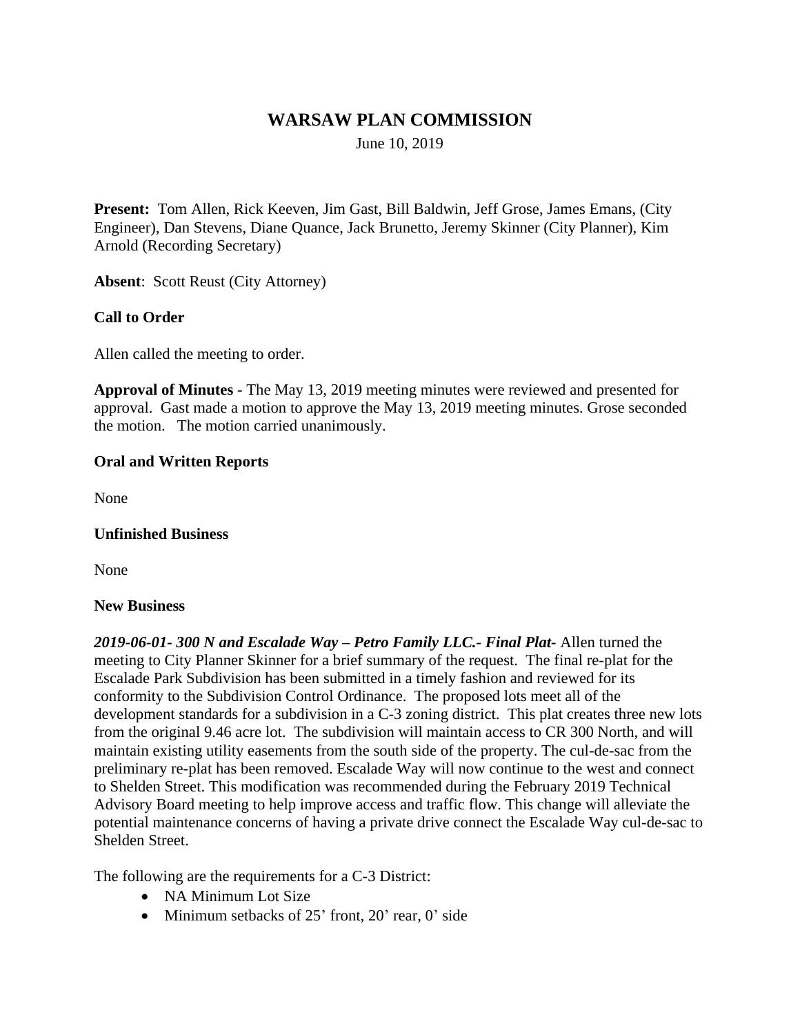# WARSAW PLAN COMMISSION

June 10, 2019

**Present:** Tom Allen, Rick Keeven, Jim Gast, Bill Baldwin, Jeff Grose, James Emans, (City Engineer), Dan Stevens, Diane Quance, Jack Brunetto, Jeremy Skinner (City Planner), Kim Arnold (Recording Secretary)

**Absent**: Scott Reust (City Attorney)

**Call to Order**

Allen called the meeting to order.

**Approval of Minutes -** The May 13, 2019 meeting minutes were reviewed and presented for approval. Gast made a motion to approve the May 13, 2019 meeting minutes. Grose seconded the motion. The motion carried unanimously.

**Oral and Written Reports**

None

**Unfinished Business**

None

**New Business**

***2019-06-01- 300 N and Escalade Way – Petro Family LLC.- Final Plat-*** Allen turned the meeting to City Planner Skinner for a brief summary of the request. The final re-plat for the Escalade Park Subdivision has been submitted in a timely fashion and reviewed for its conformity to the Subdivision Control Ordinance. The proposed lots meet all of the development standards for a subdivision in a C-3 zoning district. This plat creates three new lots from the original 9.46 acre lot. The subdivision will maintain access to CR 300 North, and will maintain existing utility easements from the south side of the property. The cul-de-sac from the preliminary re-plat has been removed. Escalade Way will now continue to the west and connect to Shelden Street. This modification was recommended during the February 2019 Technical Advisory Board meeting to help improve access and traffic flow. This change will alleviate the potential maintenance concerns of having a private drive connect the Escalade Way cul-de-sac to Shelden Street.

The following are the requirements for a C-3 District:

- NA Minimum Lot Size
- Minimum setbacks of 25' front, 20' rear, 0' side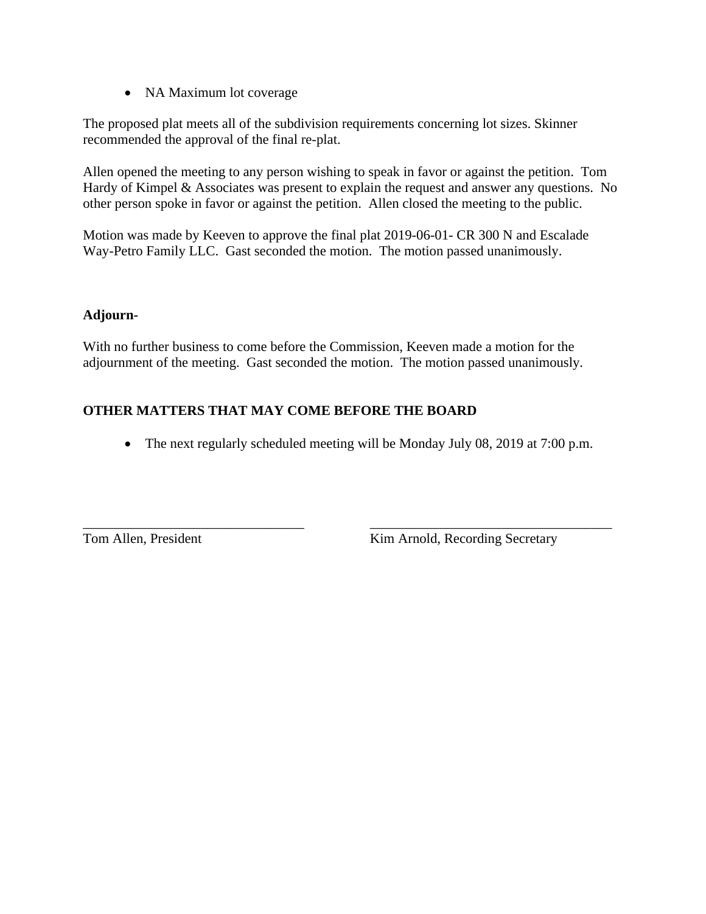- NA Maximum lot coverage

The proposed plat meets all of the subdivision requirements concerning lot sizes. Skinner recommended the approval of the final re-plat.

Allen opened the meeting to any person wishing to speak in favor or against the petition. Tom Hardy of Kimpel & Associates was present to explain the request and answer any questions. No other person spoke in favor or against the petition. Allen closed the meeting to the public.

Motion was made by Keeven to approve the final plat 2019-06-01- CR 300 N and Escalade Way-Petro Family LLC. Gast seconded the motion. The motion passed unanimously.

**Adjourn-**

With no further business to come before the Commission, Keeven made a motion for the adjournment of the meeting. Gast seconded the motion. The motion passed unanimously.

**OTHER MATTERS THAT MAY COME BEFORE THE BOARD**

- The next regularly scheduled meeting will be Monday July 08, 2019 at 7:00 p.m.

\_\_\_\_\_\_\_\_\_\_\_\_\_\_\_\_\_\_\_\_\_\_\_\_\_\_\_\_\_\_\_\_ \_\_\_\_\_\_\_\_\_\_\_\_\_\_\_\_\_\_\_\_\_\_\_\_\_\_\_\_\_\_\_\_\_\_\_

Tom Allen, President Kim Arnold, Recording Secretary